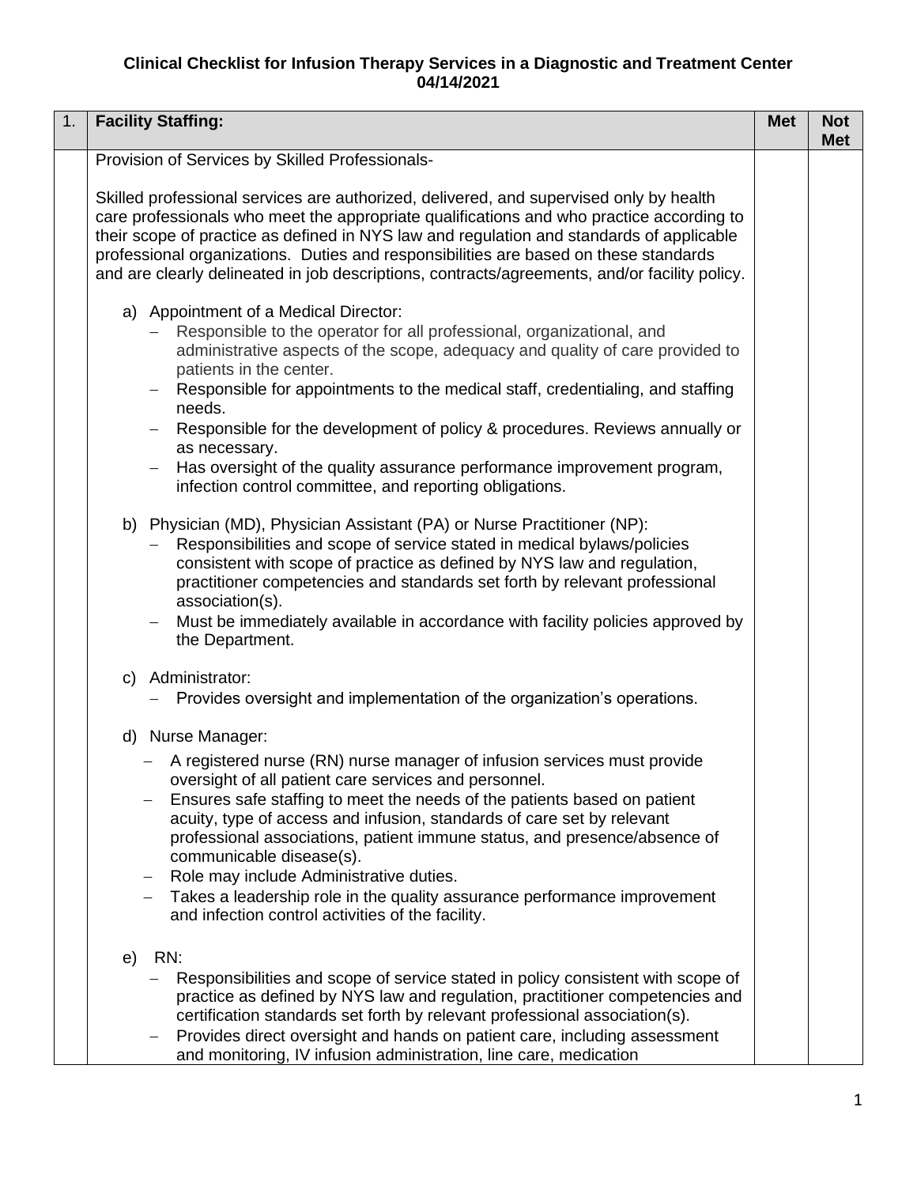**Clinical Checklist for Infusion Therapy Services in a Diagnostic and Treatment Center**
**04/14/2021**

| 1. | **Facility Staffing:** | **Met** | **Not Met** |
|---|---|---|---|
| | Provision of Services by Skilled Professionals-<br><br>Skilled professional services are authorized, delivered, and supervised only by health care professionals who meet the appropriate qualifications and who practice according to their scope of practice as defined in NYS law and regulation and standards of applicable professional organizations. Duties and responsibilities are based on these standards and are clearly delineated in job descriptions, contracts/agreements, and/or facility policy.<br><br>a) Appointment of a Medical Director:<br>– Responsible to the operator for all professional, organizational, and administrative aspects of the scope, adequacy and quality of care provided to patients in the center.<br>– Responsible for appointments to the medical staff, credentialing, and staffing needs.<br>– Responsible for the development of policy & procedures. Reviews annually or as necessary.<br>– Has oversight of the quality assurance performance improvement program, infection control committee, and reporting obligations.<br><br>b) Physician (MD), Physician Assistant (PA) or Nurse Practitioner (NP):<br>– Responsibilities and scope of service stated in medical bylaws/policies consistent with scope of practice as defined by NYS law and regulation, practitioner competencies and standards set forth by relevant professional association(s).<br>– Must be immediately available in accordance with facility policies approved by the Department.<br><br>c) Administrator:<br>– Provides oversight and implementation of the organization's operations.<br><br>d) Nurse Manager:<br>– A registered nurse (RN) nurse manager of infusion services must provide oversight of all patient care services and personnel.<br>– Ensures safe staffing to meet the needs of the patients based on patient acuity, type of access and infusion, standards of care set by relevant professional associations, patient immune status, and presence/absence of communicable disease(s).<br>– Role may include Administrative duties.<br>– Takes a leadership role in the quality assurance performance improvement and infection control activities of the facility.<br><br>e) RN:<br>– Responsibilities and scope of service stated in policy consistent with scope of practice as defined by NYS law and regulation, practitioner competencies and certification standards set forth by relevant professional association(s).<br>– Provides direct oversight and hands on patient care, including assessment and monitoring, IV infusion administration, line care, medication | | |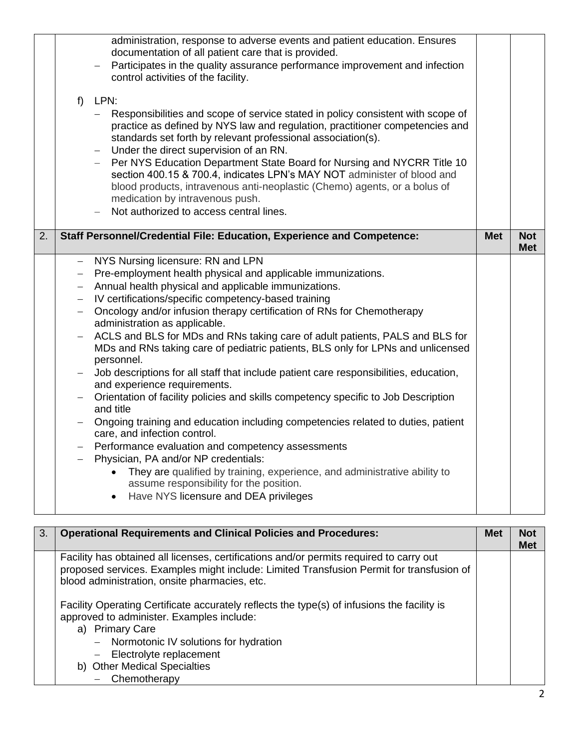| | | Met | Not Met |
|---|---|---|---|
| | administration, response to adverse events and patient education. Ensures documentation of all patient care that is provided.<br>– Participates in the quality assurance performance improvement and infection control activities of the facility.<br><br>f) LPN:<br>– Responsibilities and scope of service stated in policy consistent with scope of practice as defined by NYS law and regulation, practitioner competencies and standards set forth by relevant professional association(s).<br>– Under the direct supervision of an RN.<br>– Per NYS Education Department State Board for Nursing and NYCRR Title 10 section 400.15 & 700.4, indicates LPN's MAY NOT administer of blood and blood products, intravenous anti-neoplastic (Chemo) agents, or a bolus of medication by intravenous push.<br>– Not authorized to access central lines. | | |
| 2. | **Staff Personnel/Credential File: Education, Experience and Competence:** | **Met** | **Not Met** |
| | – NYS Nursing licensure: RN and LPN<br>– Pre-employment health physical and applicable immunizations.<br>– Annual health physical and applicable immunizations.<br>– IV certifications/specific competency-based training<br>– Oncology and/or infusion therapy certification of RNs for Chemotherapy administration as applicable.<br>– ACLS and BLS for MDs and RNs taking care of adult patients, PALS and BLS for MDs and RNs taking care of pediatric patients, BLS only for LPNs and unlicensed personnel.<br>– Job descriptions for all staff that include patient care responsibilities, education, and experience requirements.<br>– Orientation of facility policies and skills competency specific to Job Description and title<br>– Ongoing training and education including competencies related to duties, patient care, and infection control.<br>– Performance evaluation and competency assessments<br>– Physician, PA and/or NP credentials:<br>• They are qualified by training, experience, and administrative ability to assume responsibility for the position.<br>• Have NYS licensure and DEA privileges | | |

| 3. | **Operational Requirements and Clinical Policies and Procedures:** | **Met** | **Not Met** |
|---|---|---|---|
| | Facility has obtained all licenses, certifications and/or permits required to carry out proposed services. Examples might include: Limited Transfusion Permit for transfusion of blood administration, onsite pharmacies, etc.<br><br>Facility Operating Certificate accurately reflects the type(s) of infusions the facility is approved to administer. Examples include:<br>a) Primary Care<br>– Normotonic IV solutions for hydration<br>– Electrolyte replacement<br>b) Other Medical Specialties<br>– Chemotherapy | | |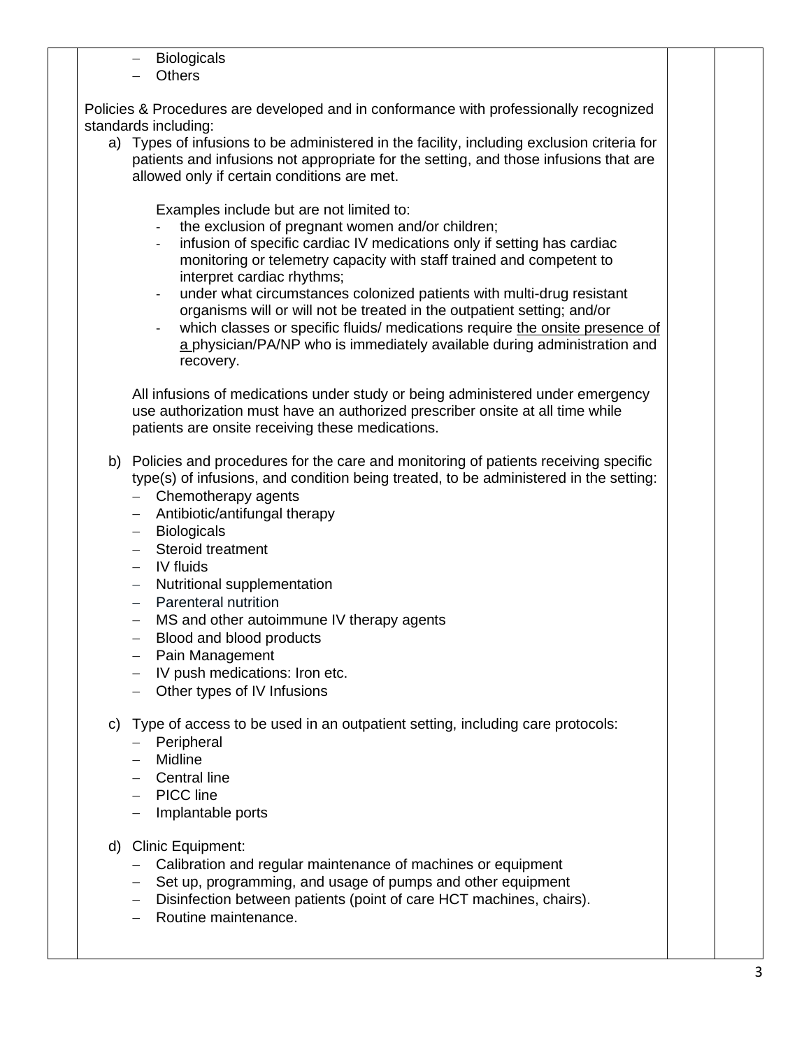- Biologicals
- Others

Policies & Procedures are developed and in conformance with professionally recognized standards including:

a) Types of infusions to be administered in the facility, including exclusion criteria for patients and infusions not appropriate for the setting, and those infusions that are allowed only if certain conditions are met.

   Examples include but are not limited to:
   - the exclusion of pregnant women and/or children;
   - infusion of specific cardiac IV medications only if setting has cardiac monitoring or telemetry capacity with staff trained and competent to interpret cardiac rhythms;
   - under what circumstances colonized patients with multi-drug resistant organisms will or will not be treated in the outpatient setting; and/or
   - which classes or specific fluids/ medications require the onsite presence of a physician/PA/NP who is immediately available during administration and recovery.

   All infusions of medications under study or being administered under emergency use authorization must have an authorized prescriber onsite at all time while patients are onsite receiving these medications.

b) Policies and procedures for the care and monitoring of patients receiving specific type(s) of infusions, and condition being treated, to be administered in the setting:
   - Chemotherapy agents
   - Antibiotic/antifungal therapy
   - Biologicals
   - Steroid treatment
   - IV fluids
   - Nutritional supplementation
   - Parenteral nutrition
   - MS and other autoimmune IV therapy agents
   - Blood and blood products
   - Pain Management
   - IV push medications: Iron etc.
   - Other types of IV Infusions

c) Type of access to be used in an outpatient setting, including care protocols:
   - Peripheral
   - Midline
   - Central line
   - PICC line
   - Implantable ports

d) Clinic Equipment:
   - Calibration and regular maintenance of machines or equipment
   - Set up, programming, and usage of pumps and other equipment
   - Disinfection between patients (point of care HCT machines, chairs).
   - Routine maintenance.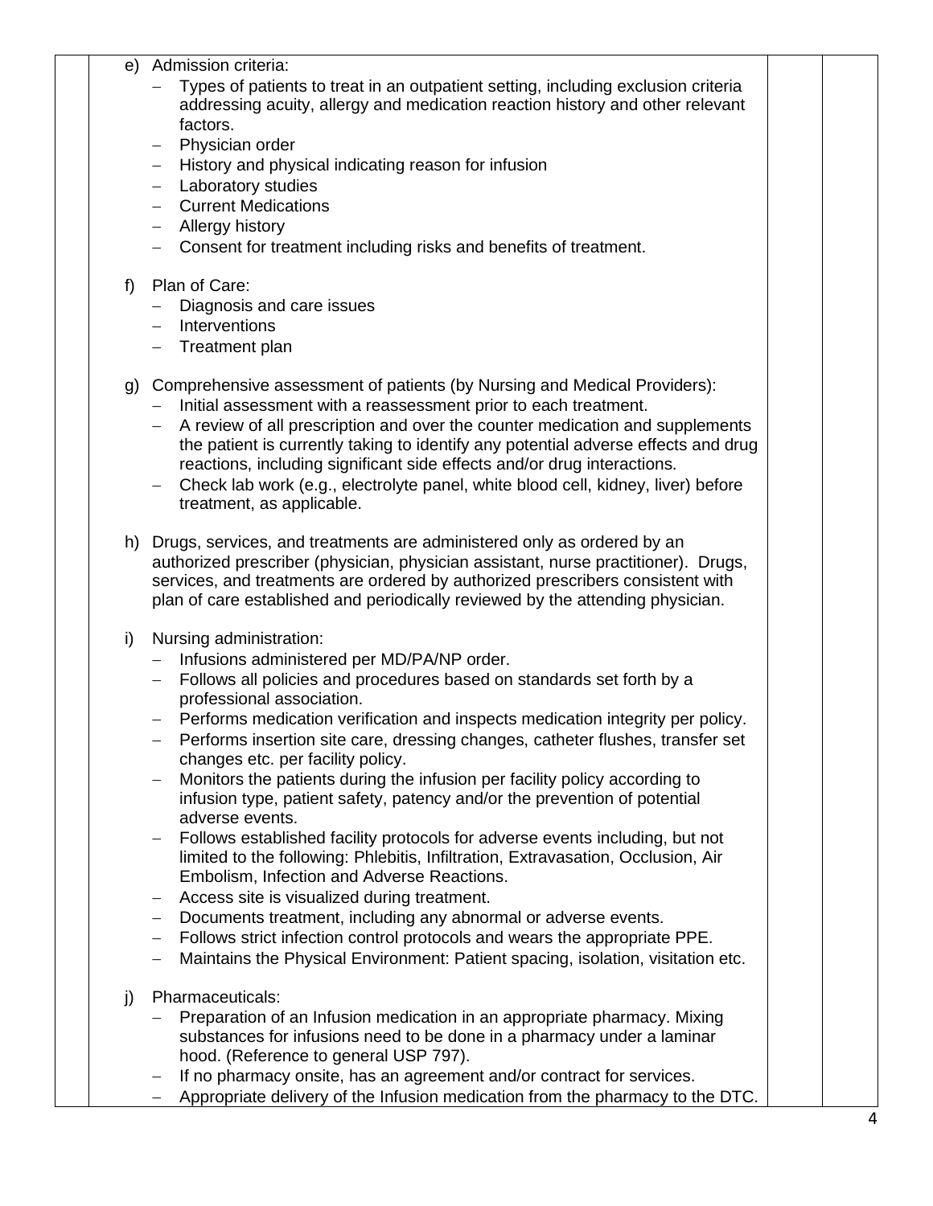e) Admission criteria:
   - Types of patients to treat in an outpatient setting, including exclusion criteria addressing acuity, allergy and medication reaction history and other relevant factors.
   - Physician order
   - History and physical indicating reason for infusion
   - Laboratory studies
   - Current Medications
   - Allergy history
   - Consent for treatment including risks and benefits of treatment.

f) Plan of Care:
   - Diagnosis and care issues
   - Interventions
   - Treatment plan

g) Comprehensive assessment of patients (by Nursing and Medical Providers):
   - Initial assessment with a reassessment prior to each treatment.
   - A review of all prescription and over the counter medication and supplements the patient is currently taking to identify any potential adverse effects and drug reactions, including significant side effects and/or drug interactions.
   - Check lab work (e.g., electrolyte panel, white blood cell, kidney, liver) before treatment, as applicable.

h) Drugs, services, and treatments are administered only as ordered by an authorized prescriber (physician, physician assistant, nurse practitioner). Drugs, services, and treatments are ordered by authorized prescribers consistent with plan of care established and periodically reviewed by the attending physician.

i) Nursing administration:
   - Infusions administered per MD/PA/NP order.
   - Follows all policies and procedures based on standards set forth by a professional association.
   - Performs medication verification and inspects medication integrity per policy.
   - Performs insertion site care, dressing changes, catheter flushes, transfer set changes etc. per facility policy.
   - Monitors the patients during the infusion per facility policy according to infusion type, patient safety, patency and/or the prevention of potential adverse events.
   - Follows established facility protocols for adverse events including, but not limited to the following: Phlebitis, Infiltration, Extravasation, Occlusion, Air Embolism, Infection and Adverse Reactions.
   - Access site is visualized during treatment.
   - Documents treatment, including any abnormal or adverse events.
   - Follows strict infection control protocols and wears the appropriate PPE.
   - Maintains the Physical Environment: Patient spacing, isolation, visitation etc.

j) Pharmaceuticals:
   - Preparation of an Infusion medication in an appropriate pharmacy. Mixing substances for infusions need to be done in a pharmacy under a laminar hood. (Reference to general USP 797).
   - If no pharmacy onsite, has an agreement and/or contract for services.
   - Appropriate delivery of the Infusion medication from the pharmacy to the DTC.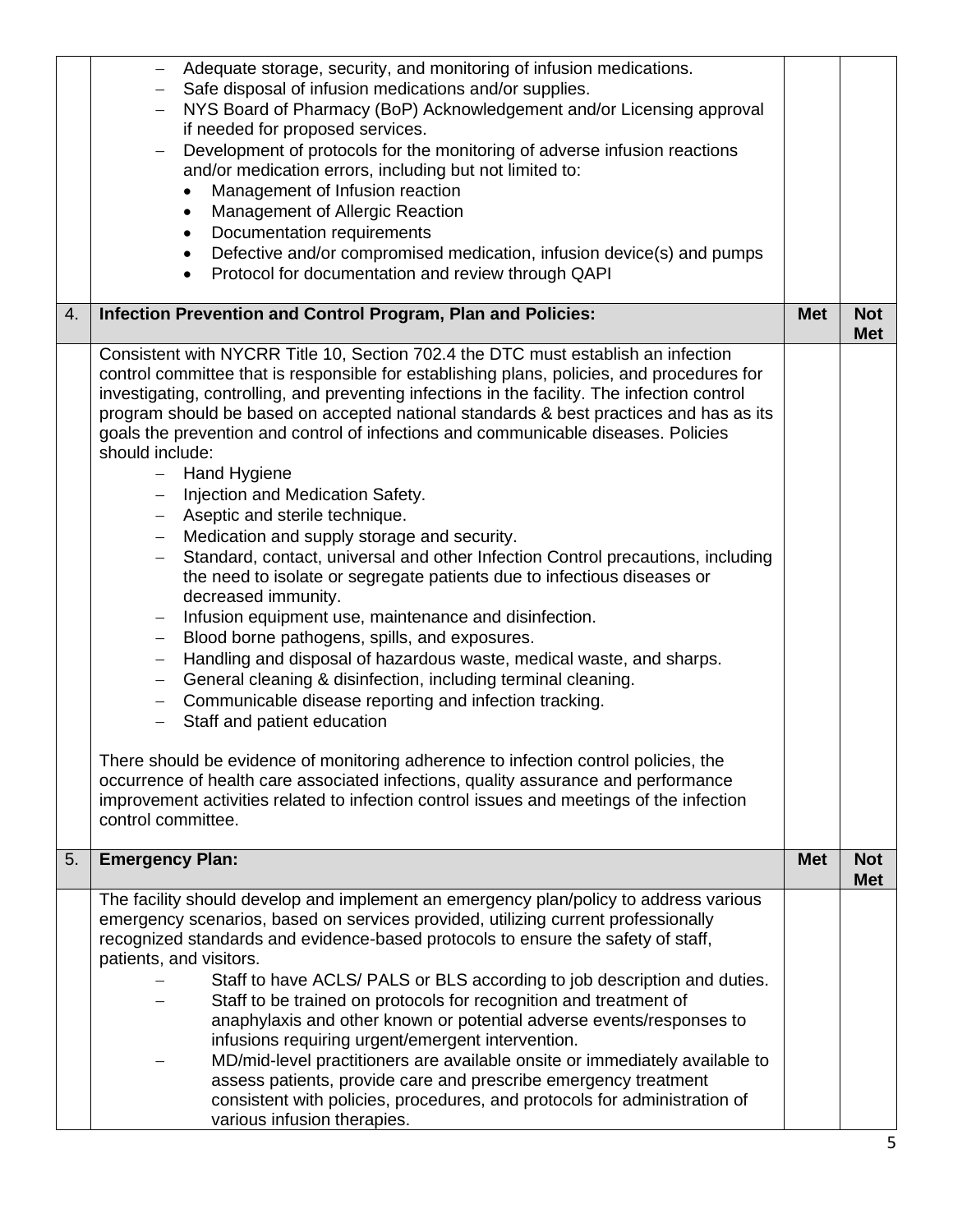|  |  |  |  |
|---|---|---|---|
|  | – Adequate storage, security, and monitoring of infusion medications.<br>– Safe disposal of infusion medications and/or supplies.<br>– NYS Board of Pharmacy (BoP) Acknowledgement and/or Licensing approval if needed for proposed services.<br>– Development of protocols for the monitoring of adverse infusion reactions and/or medication errors, including but not limited to:<br>• Management of Infusion reaction<br>• Management of Allergic Reaction<br>• Documentation requirements<br>• Defective and/or compromised medication, infusion device(s) and pumps<br>• Protocol for documentation and review through QAPI |  |  |
| 4. | **Infection Prevention and Control Program, Plan and Policies:** | **Met** | **Not Met** |
|  | Consistent with NYCRR Title 10, Section 702.4 the DTC must establish an infection control committee that is responsible for establishing plans, policies, and procedures for investigating, controlling, and preventing infections in the facility. The infection control program should be based on accepted national standards & best practices and has as its goals the prevention and control of infections and communicable diseases. Policies should include:<br>– Hand Hygiene<br>– Injection and Medication Safety.<br>– Aseptic and sterile technique.<br>– Medication and supply storage and security.<br>– Standard, contact, universal and other Infection Control precautions, including the need to isolate or segregate patients due to infectious diseases or decreased immunity.<br>– Infusion equipment use, maintenance and disinfection.<br>– Blood borne pathogens, spills, and exposures.<br>– Handling and disposal of hazardous waste, medical waste, and sharps.<br>– General cleaning & disinfection, including terminal cleaning.<br>– Communicable disease reporting and infection tracking.<br>– Staff and patient education<br><br>There should be evidence of monitoring adherence to infection control policies, the occurrence of health care associated infections, quality assurance and performance improvement activities related to infection control issues and meetings of the infection control committee. |  |  |
| 5. | **Emergency Plan:** | **Met** | **Not Met** |
|  | The facility should develop and implement an emergency plan/policy to address various emergency scenarios, based on services provided, utilizing current professionally recognized standards and evidence-based protocols to ensure the safety of staff, patients, and visitors.<br>– Staff to have ACLS/ PALS or BLS according to job description and duties.<br>– Staff to be trained on protocols for recognition and treatment of anaphylaxis and other known or potential adverse events/responses to infusions requiring urgent/emergent intervention.<br>– MD/mid-level practitioners are available onsite or immediately available to assess patients, provide care and prescribe emergency treatment consistent with policies, procedures, and protocols for administration of various infusion therapies. |  |  |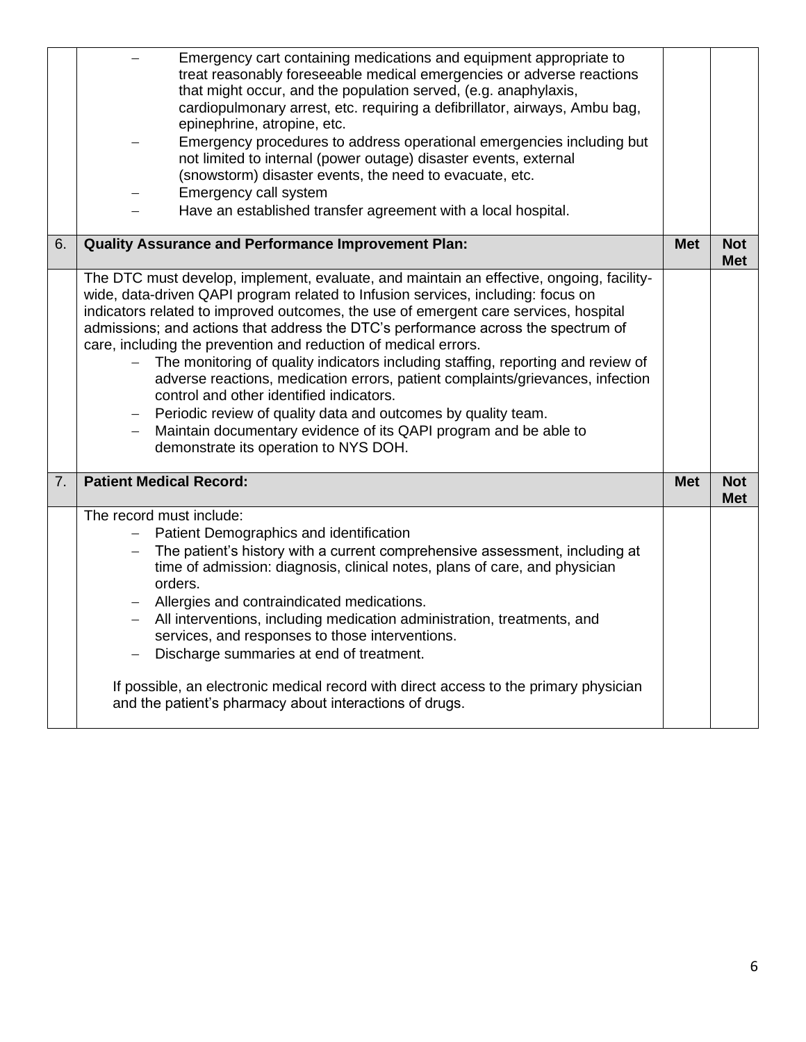| | | | |
|---|---|---|---|
| | – Emergency cart containing medications and equipment appropriate to treat reasonably foreseeable medical emergencies or adverse reactions that might occur, and the population served, (e.g. anaphylaxis, cardiopulmonary arrest, etc. requiring a defibrillator, airways, Ambu bag, epinephrine, atropine, etc.<br>– Emergency procedures to address operational emergencies including but not limited to internal (power outage) disaster events, external (snowstorm) disaster events, the need to evacuate, etc.<br>– Emergency call system<br>– Have an established transfer agreement with a local hospital. | | |
| 6. | **Quality Assurance and Performance Improvement Plan:** | **Met** | **Not Met** |
| | The DTC must develop, implement, evaluate, and maintain an effective, ongoing, facility-wide, data-driven QAPI program related to Infusion services, including: focus on indicators related to improved outcomes, the use of emergent care services, hospital admissions; and actions that address the DTC's performance across the spectrum of care, including the prevention and reduction of medical errors.<br>– The monitoring of quality indicators including staffing, reporting and review of adverse reactions, medication errors, patient complaints/grievances, infection control and other identified indicators.<br>– Periodic review of quality data and outcomes by quality team.<br>– Maintain documentary evidence of its QAPI program and be able to demonstrate its operation to NYS DOH. | | |
| 7. | **Patient Medical Record:** | **Met** | **Not Met** |
| | The record must include:<br>– Patient Demographics and identification<br>– The patient's history with a current comprehensive assessment, including at time of admission: diagnosis, clinical notes, plans of care, and physician orders.<br>– Allergies and contraindicated medications.<br>– All interventions, including medication administration, treatments, and services, and responses to those interventions.<br>– Discharge summaries at end of treatment.<br><br>If possible, an electronic medical record with direct access to the primary physician and the patient's pharmacy about interactions of drugs. | | |